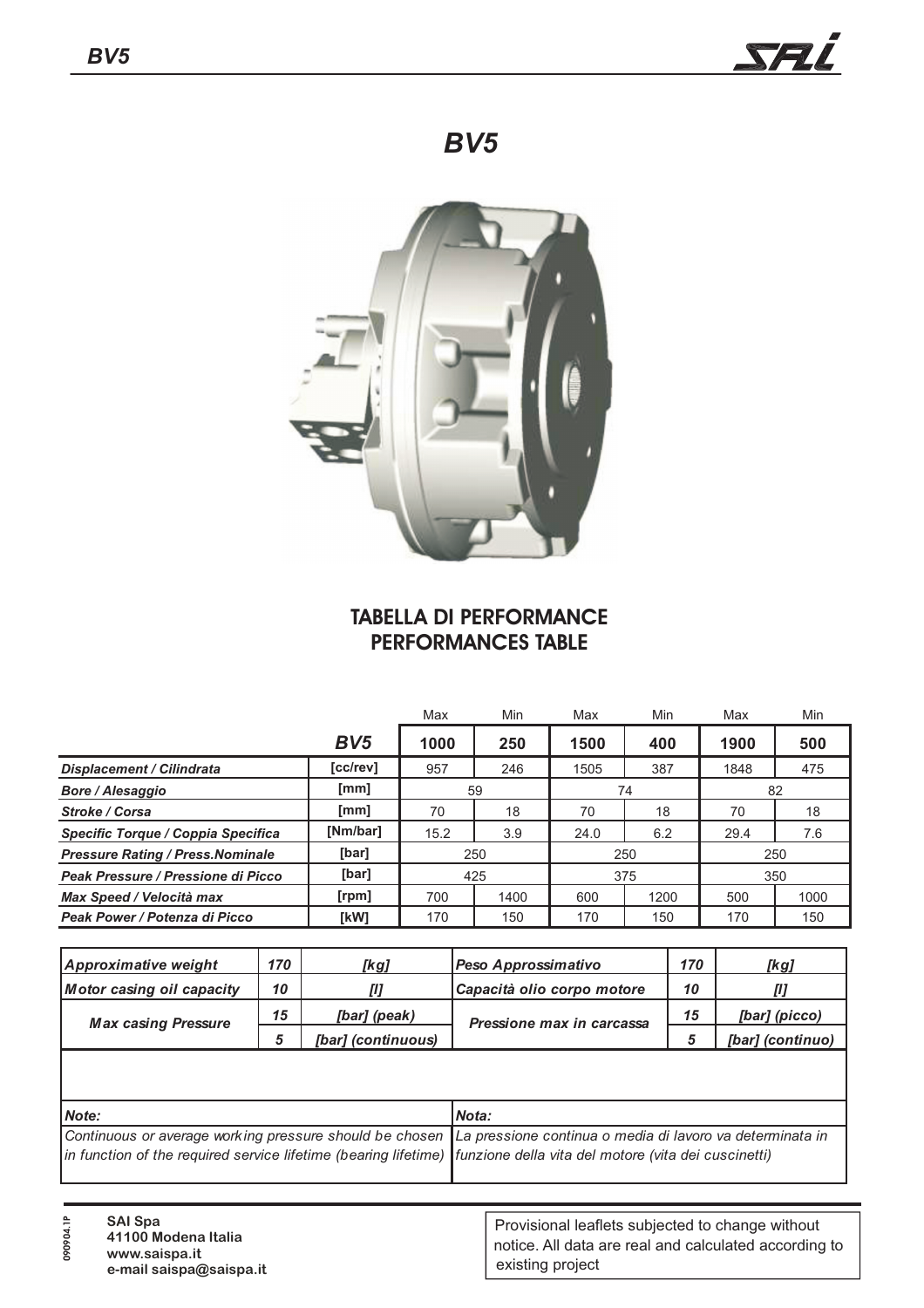# BV5

## TABELLA DI PERFORMANCE
## PERFORMANCES TABLE

| | | Max | Min | Max | Min | Max | Min |
|---|---|---|---|---|---|---|---|
| | **BV5** | **1000** | **250** | **1500** | **400** | **1900** | **500** |
| ***Displacement / Cilindrata*** | [cc/rev] | 957 | 246 | 1505 | 387 | 1848 | 475 |
| ***Bore / Alesaggio*** | [mm] | 59 | | 74 | | 82 | |
| ***Stroke / Corsa*** | [mm] | 70 | 18 | 70 | 18 | 70 | 18 |
| ***Specific Torque / Coppia Specifica*** | [Nm/bar] | 15.2 | 3.9 | 24.0 | 6.2 | 29.4 | 7.6 |
| ***Pressure Rating / Press.Nominale*** | [bar] | 250 | | 250 | | 250 | |
| ***Peak Pressure / Pressione di Picco*** | [bar] | 425 | | 375 | | 350 | |
| ***Max Speed / Velocità max*** | [rpm] | 700 | 1400 | 600 | 1200 | 500 | 1000 |
| ***Peak Power / Potenza di Picco*** | [kW] | 170 | 150 | 170 | 150 | 170 | 150 |

| | | | | | |
|---|---|---|---|---|---|
| ***Approximative weight*** | ***170*** | ***[kg]*** | ***Peso Approssimativo*** | ***170*** | ***[kg]*** |
| ***Motor casing oil capacity*** | ***10*** | ***[l]*** | ***Capacità olio corpo motore*** | ***10*** | ***[l]*** |
| ***Max casing Pressure*** | ***15*** | ***[bar] (peak)*** | ***Pressione max in carcassa*** | ***15*** | ***[bar] (picco)*** |
| | ***5*** | ***[bar] (continuous)*** | | ***5*** | ***[bar] (continuo)*** |

*Note:*

*Continuous or average working pressure should be chosen in function of the required service lifetime (bearing lifetime)*

*Nota:*

*La pressione continua o media di lavoro va determinata in funzione della vita del motore (vita dei cuscinetti)*

**SAI Spa**
**41100 Modena Italia**
**www.saispa.it**
**e-mail saispa@saispa.it**

Provisional leaflets subjected to change without notice. All data are real and calculated according to existing project

090904.1P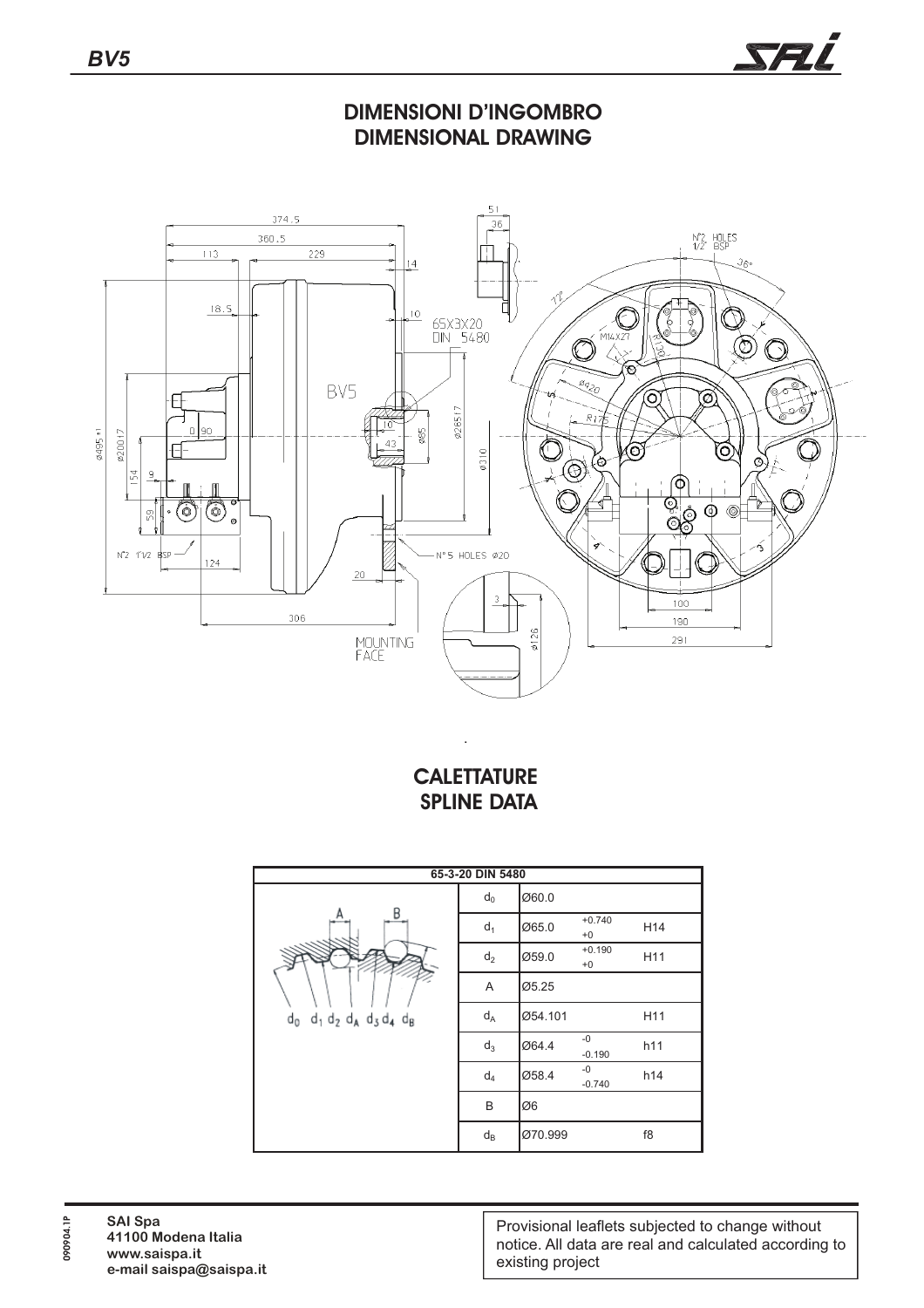## DIMENSIONI D'INGOMBRO
## DIMENSIONAL DRAWING

## CALETTATURE
## SPLINE DATA

| 65-3-20 DIN 5480 | | | |
|---|---|---|---|
| $d_0$ | Ø60.0 | | |
| $d_1$ | Ø65.0 | +0.740 / +0 | H14 |
| $d_2$ | Ø59.0 | +0.190 / +0 | H11 |
| A | Ø5.25 | | |
| $d_A$ | Ø54.101 | | H11 |
| $d_3$ | Ø64.4 | -0 / -0.190 | h11 |
| $d_4$ | Ø58.4 | -0 / -0.740 | h14 |
| B | Ø6 | | |
| $d_B$ | Ø70.999 | | f8 |

**SAI Spa**
**41100 Modena Italia**
**www.saispa.it**
**e-mail saispa@saispa.it**

Provisional leaflets subjected to change without notice. All data are real and calculated according to existing project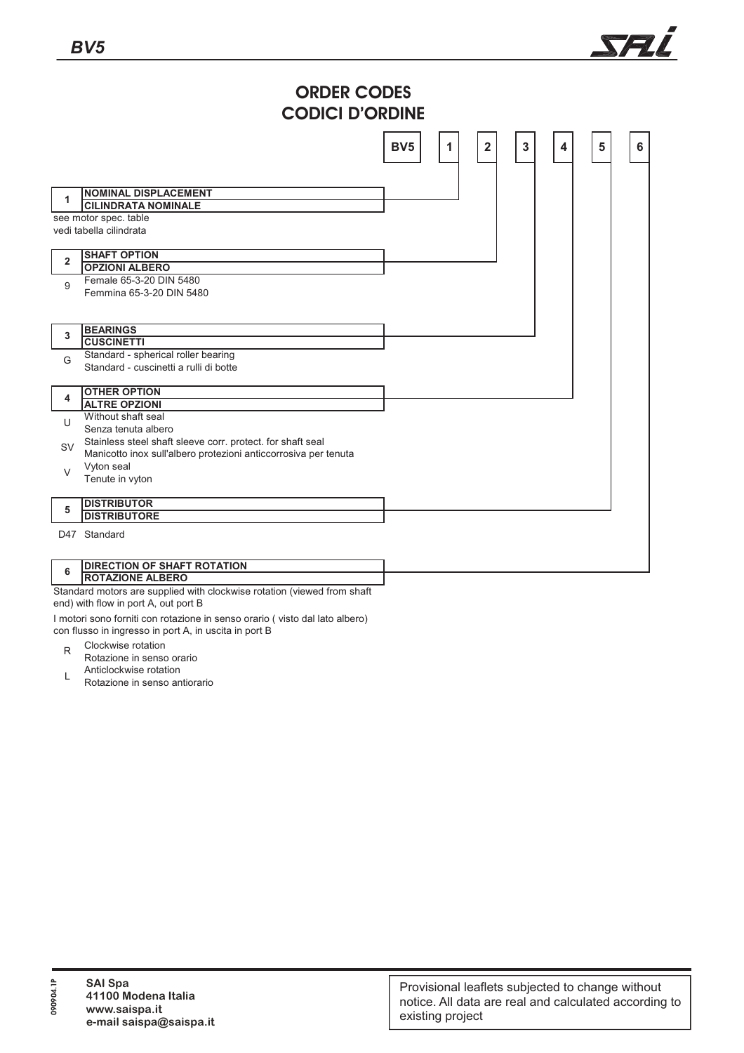# ORDER CODES
# CODICI D'ORDINE

| BV5 | 1 | 2 | 3 | 4 | 5 | 6 |
|---|---|---|---|---|---|---|

**1 — NOMINAL DISPLACEMENT / CILINDRATA NOMINALE**

see motor spec. table
vedi tabella cilindrata

**2 — SHAFT OPTION / OPZIONI ALBERO**

| | |
|---|---|
| 9 | Female 65-3-20 DIN 5480<br>Femmina 65-3-20 DIN 5480 |

**3 — BEARINGS / CUSCINETTI**

| | |
|---|---|
| G | Standard - spherical roller bearing<br>Standard - cuscinetti a rulli di botte |

**4 — OTHER OPTION / ALTRE OPZIONI**

| | |
|---|---|
| U | Without shaft seal<br>Senza tenuta albero |
| SV | Stainless steel shaft sleeve corr. protect. for shaft seal<br>Manicotto inox sull'albero protezioni anticcorrosiva per tenuta |
| V | Vyton seal<br>Tenute in vyton |

**5 — DISTRIBUTOR / DISTRIBUTORE**

| | |
|---|---|
| D47 | Standard |

**6 — DIRECTION OF SHAFT ROTATION / ROTAZIONE ALBERO**

Standard motors are supplied with clockwise rotation (viewed from shaft end) with flow in port A, out port B

I motori sono forniti con rotazione in senso orario ( visto dal lato albero) con flusso in ingresso in port A, in uscita in port B

| | |
|---|---|
| R | Clockwise rotation<br>Rotazione in senso orario |
| L | Anticlockwise rotation<br>Rotazione in senso antiorario |

090904.1P

**SAI Spa**
**41100 Modena Italia**
**www.saispa.it**
**e-mail saispa@saispa.it**

Provisional leaflets subjected to change without notice. All data are real and calculated according to existing project